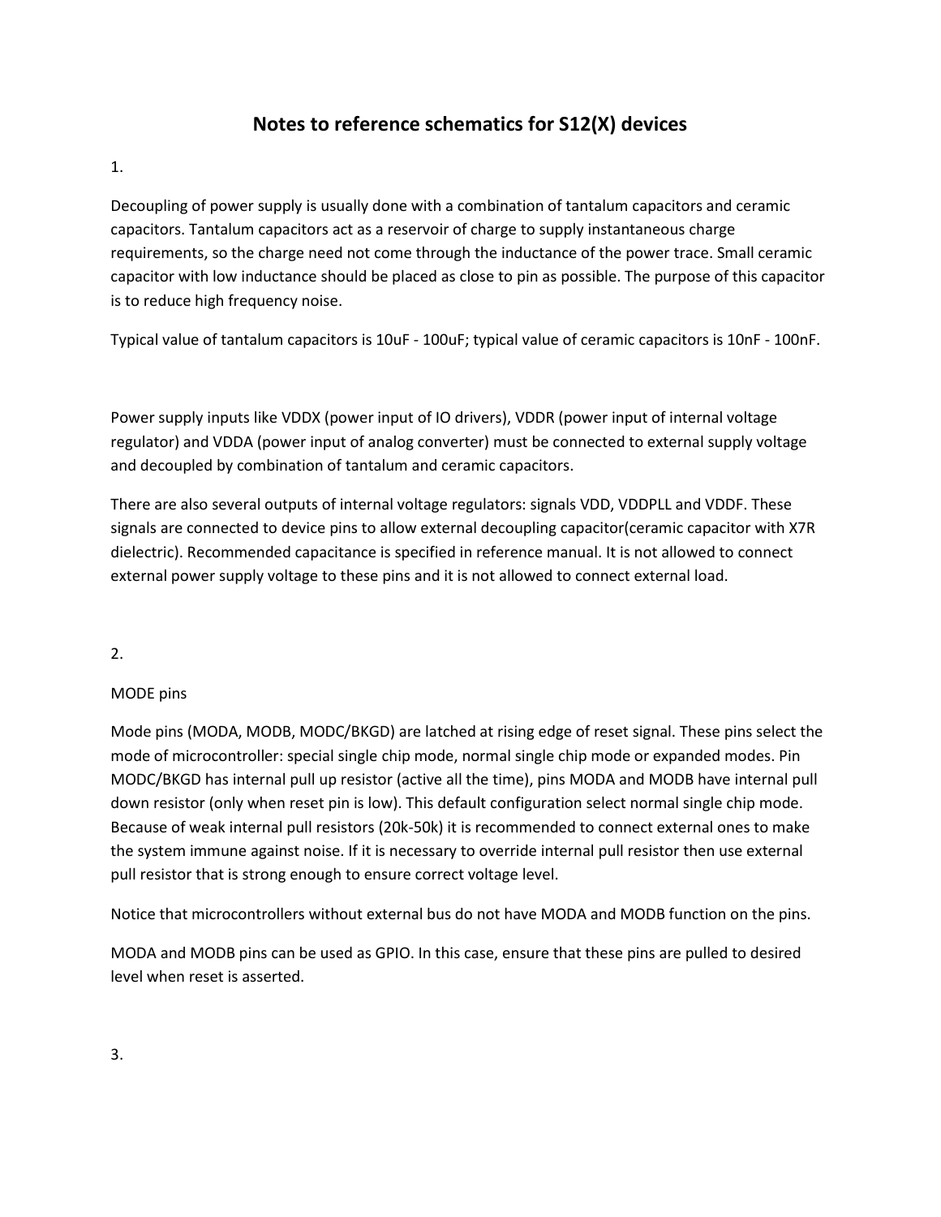# Notes to reference schematics for S12(X) devices

1.

Decoupling of power supply is usually done with a combination of tantalum capacitors and ceramic capacitors. Tantalum capacitors act as a reservoir of charge to supply instantaneous charge requirements, so the charge need not come through the inductance of the power trace. Small ceramic capacitor with low inductance should be placed as close to pin as possible. The purpose of this capacitor is to reduce high frequency noise.

Typical value of tantalum capacitors is 10uF - 100uF; typical value of ceramic capacitors is 10nF - 100nF.

Power supply inputs like VDDX (power input of IO drivers), VDDR (power input of internal voltage regulator) and VDDA (power input of analog converter) must be connected to external supply voltage and decoupled by combination of tantalum and ceramic capacitors.

There are also several outputs of internal voltage regulators: signals VDD, VDDPLL and VDDF. These signals are connected to device pins to allow external decoupling capacitor(ceramic capacitor with X7R dielectric). Recommended capacitance is specified in reference manual. It is not allowed to connect external power supply voltage to these pins and it is not allowed to connect external load.

2.

MODE pins

Mode pins (MODA, MODB, MODC/BKGD) are latched at rising edge of reset signal. These pins select the mode of microcontroller: special single chip mode, normal single chip mode or expanded modes. Pin MODC/BKGD has internal pull up resistor (active all the time), pins MODA and MODB have internal pull down resistor (only when reset pin is low). This default configuration select normal single chip mode. Because of weak internal pull resistors (20k-50k) it is recommended to connect external ones to make the system immune against noise. If it is necessary to override internal pull resistor then use external pull resistor that is strong enough to ensure correct voltage level.

Notice that microcontrollers without external bus do not have MODA and MODB function on the pins.

MODA and MODB pins can be used as GPIO. In this case, ensure that these pins are pulled to desired level when reset is asserted.

3.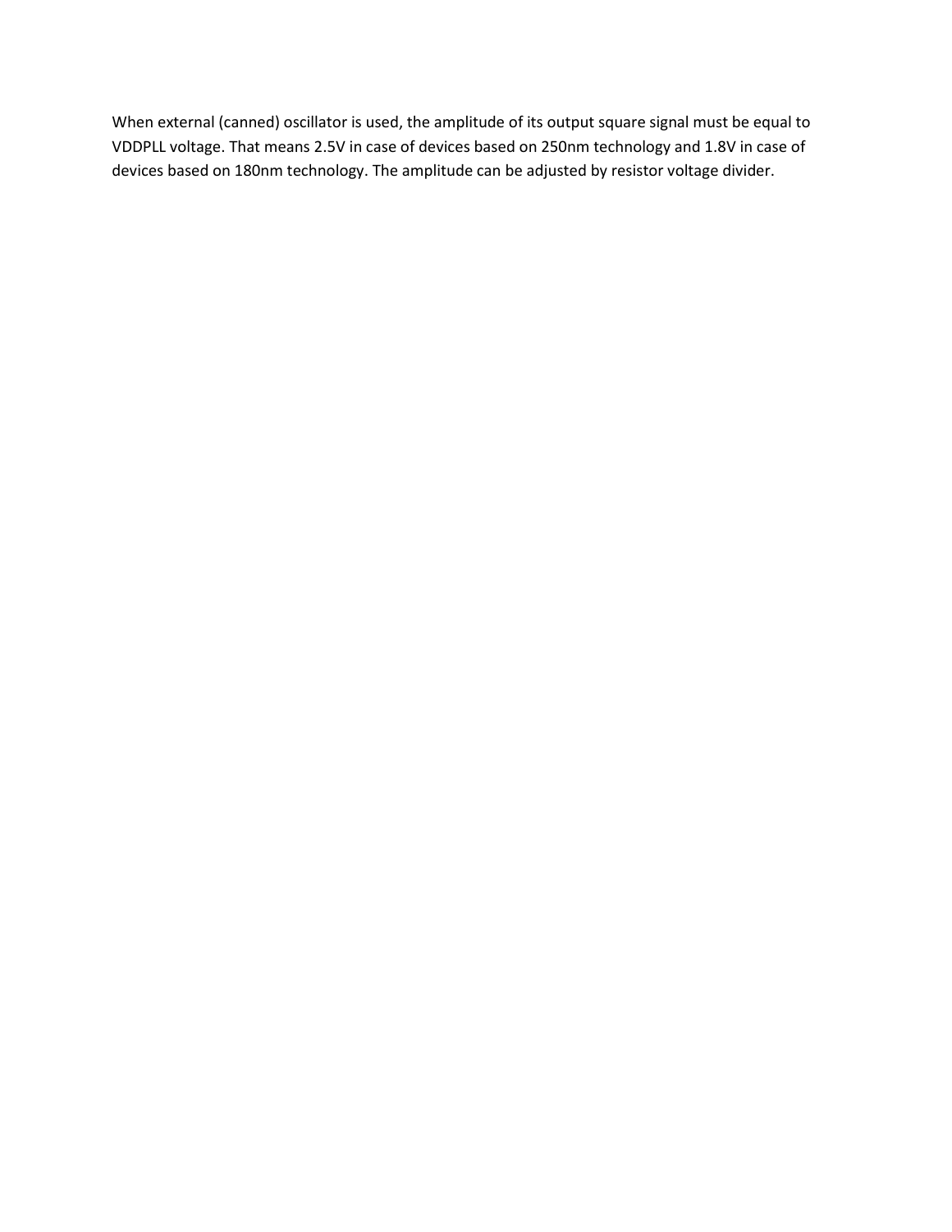When external (canned) oscillator is used, the amplitude of its output square signal must be equal to VDDPLL voltage. That means 2.5V in case of devices based on 250nm technology and 1.8V in case of devices based on 180nm technology. The amplitude can be adjusted by resistor voltage divider.